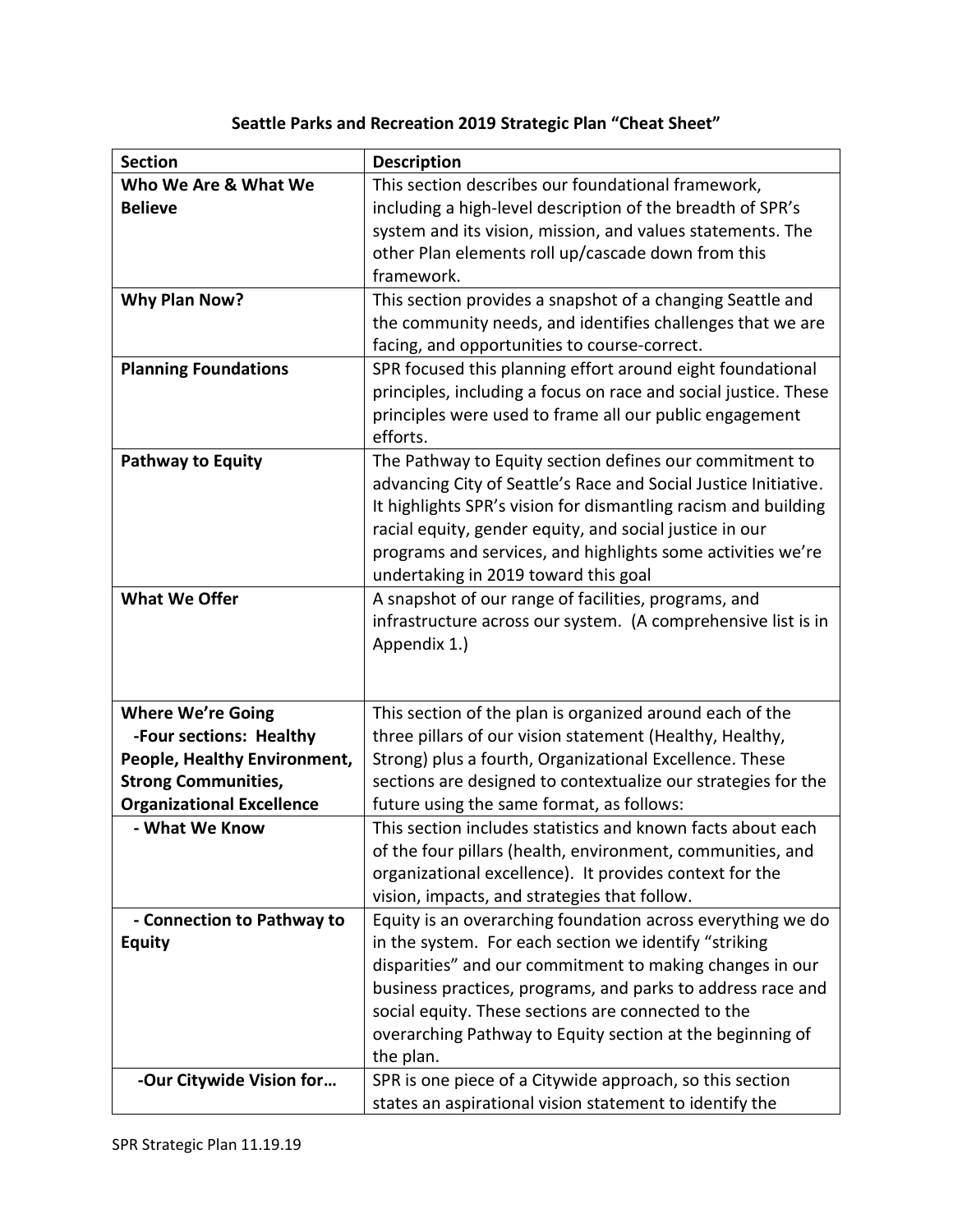# Seattle Parks and Recreation 2019 Strategic Plan "Cheat Sheet"

| Section | Description |
| --- | --- |
| **Who We Are & What We Believe** | This section describes our foundational framework, including a high-level description of the breadth of SPR's system and its vision, mission, and values statements. The other Plan elements roll up/cascade down from this framework. |
| **Why Plan Now?** | This section provides a snapshot of a changing Seattle and the community needs, and identifies challenges that we are facing, and opportunities to course-correct. |
| **Planning Foundations** | SPR focused this planning effort around eight foundational principles, including a focus on race and social justice. These principles were used to frame all our public engagement efforts. |
| **Pathway to Equity** | The Pathway to Equity section defines our commitment to advancing City of Seattle's Race and Social Justice Initiative. It highlights SPR's vision for dismantling racism and building racial equity, gender equity, and social justice in our programs and services, and highlights some activities we're undertaking in 2019 toward this goal |
| **What We Offer** | A snapshot of our range of facilities, programs, and infrastructure across our system. (A comprehensive list is in Appendix 1.) |
| **Where We're Going -Four sections: Healthy People, Healthy Environment, Strong Communities, Organizational Excellence** | This section of the plan is organized around each of the three pillars of our vision statement (Healthy, Healthy, Strong) plus a fourth, Organizational Excellence. These sections are designed to contextualize our strategies for the future using the same format, as follows: |
| **- What We Know** | This section includes statistics and known facts about each of the four pillars (health, environment, communities, and organizational excellence). It provides context for the vision, impacts, and strategies that follow. |
| **- Connection to Pathway to Equity** | Equity is an overarching foundation across everything we do in the system. For each section we identify "striking disparities" and our commitment to making changes in our business practices, programs, and parks to address race and social equity. These sections are connected to the overarching Pathway to Equity section at the beginning of the plan. |
| **-Our Citywide Vision for…** | SPR is one piece of a Citywide approach, so this section states an aspirational vision statement to identify the |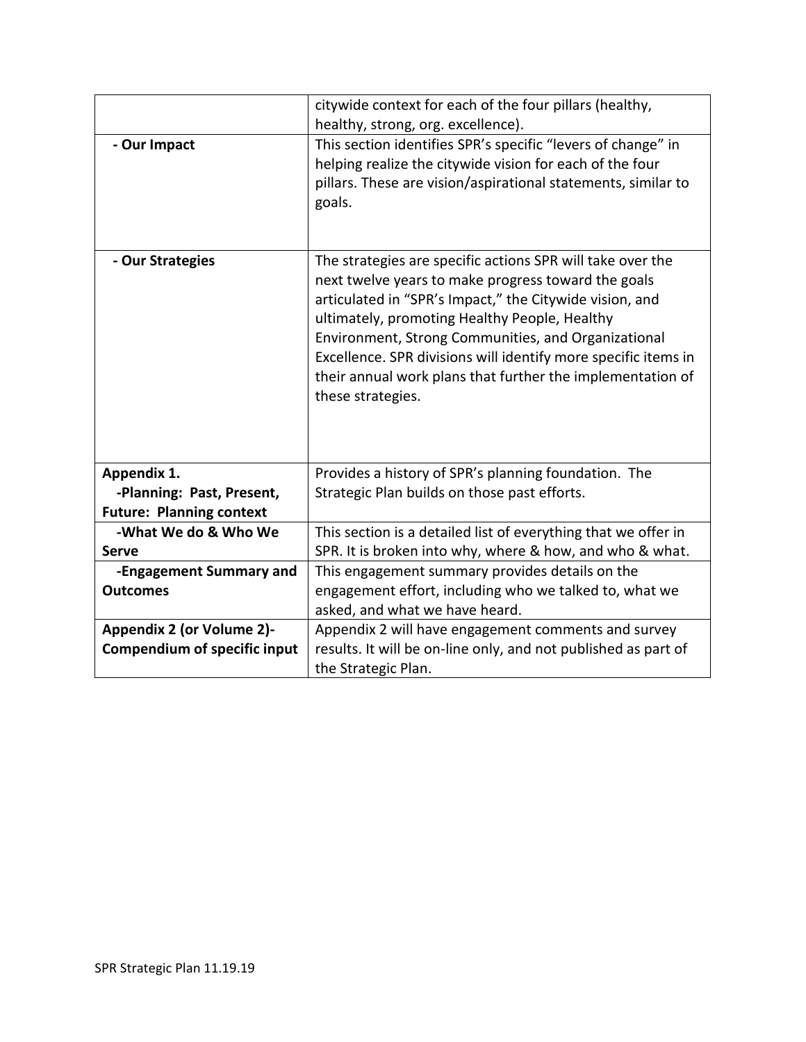| | |
|---|---|
| | citywide context for each of the four pillars (healthy, healthy, strong, org. excellence). |
| **- Our Impact** | This section identifies SPR's specific "levers of change" in helping realize the citywide vision for each of the four pillars. These are vision/aspirational statements, similar to goals. |
| **- Our Strategies** | The strategies are specific actions SPR will take over the next twelve years to make progress toward the goals articulated in "SPR's Impact," the Citywide vision, and ultimately, promoting Healthy People, Healthy Environment, Strong Communities, and Organizational Excellence. SPR divisions will identify more specific items in their annual work plans that further the implementation of these strategies. |
| **Appendix 1.**<br>**-Planning: Past, Present, Future: Planning context** | Provides a history of SPR's planning foundation. The Strategic Plan builds on those past efforts. |
| **-What We do & Who We Serve** | This section is a detailed list of everything that we offer in SPR. It is broken into why, where & how, and who & what. |
| **-Engagement Summary and Outcomes** | This engagement summary provides details on the engagement effort, including who we talked to, what we asked, and what we have heard. |
| **Appendix 2 (or Volume 2)- Compendium of specific input** | Appendix 2 will have engagement comments and survey results. It will be on-line only, and not published as part of the Strategic Plan. |